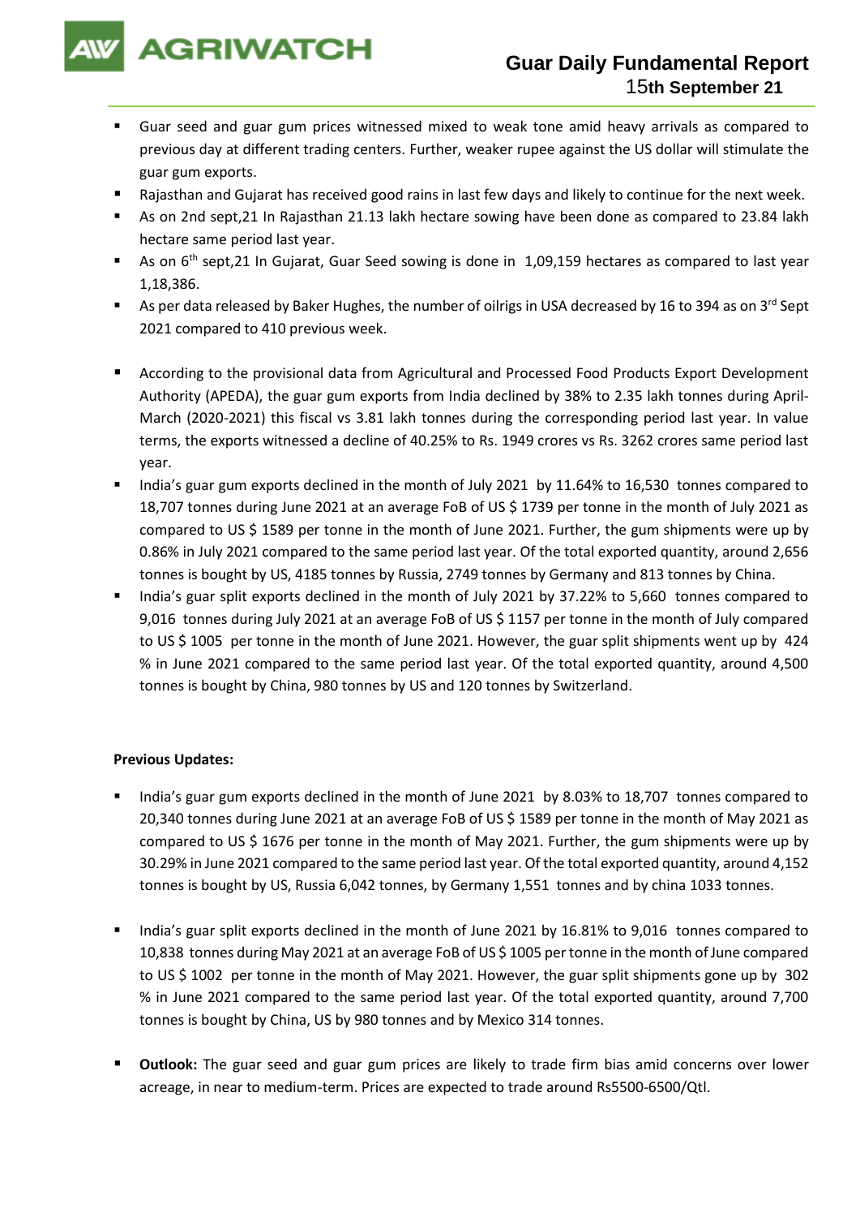# Guar Daily Fundamental Report

15th September 21

- Guar seed and guar gum prices witnessed mixed to weak tone amid heavy arrivals as compared to previous day at different trading centers. Further, weaker rupee against the US dollar will stimulate the guar gum exports.
- Rajasthan and Gujarat has received good rains in last few days and likely to continue for the next week.
- As on 2nd sept,21 In Rajasthan 21.13 lakh hectare sowing have been done as compared to 23.84 lakh hectare same period last year.
- As on 6th sept,21 In Gujarat, Guar Seed sowing is done in 1,09,159 hectares as compared to last year 1,18,386.
- As per data released by Baker Hughes, the number of oilrigs in USA decreased by 16 to 394 as on 3rd Sept 2021 compared to 410 previous week.

- According to the provisional data from Agricultural and Processed Food Products Export Development Authority (APEDA), the guar gum exports from India declined by 38% to 2.35 lakh tonnes during April-March (2020-2021) this fiscal vs 3.81 lakh tonnes during the corresponding period last year. In value terms, the exports witnessed a decline of 40.25% to Rs. 1949 crores vs Rs. 3262 crores same period last year.
- India's guar gum exports declined in the month of July 2021 by 11.64% to 16,530 tonnes compared to 18,707 tonnes during June 2021 at an average FoB of US $ 1739 per tonne in the month of July 2021 as compared to US $ 1589 per tonne in the month of June 2021. Further, the gum shipments were up by 0.86% in July 2021 compared to the same period last year. Of the total exported quantity, around 2,656 tonnes is bought by US, 4185 tonnes by Russia, 2749 tonnes by Germany and 813 tonnes by China.
- India's guar split exports declined in the month of July 2021 by 37.22% to 5,660 tonnes compared to 9,016 tonnes during July 2021 at an average FoB of US $ 1157 per tonne in the month of July compared to US $ 1005 per tonne in the month of June 2021. However, the guar split shipments went up by 424 % in June 2021 compared to the same period last year. Of the total exported quantity, around 4,500 tonnes is bought by China, 980 tonnes by US and 120 tonnes by Switzerland.

**Previous Updates:**

- India's guar gum exports declined in the month of June 2021 by 8.03% to 18,707 tonnes compared to 20,340 tonnes during June 2021 at an average FoB of US $ 1589 per tonne in the month of May 2021 as compared to US $ 1676 per tonne in the month of May 2021. Further, the gum shipments were up by 30.29% in June 2021 compared to the same period last year. Of the total exported quantity, around 4,152 tonnes is bought by US, Russia 6,042 tonnes, by Germany 1,551 tonnes and by china 1033 tonnes.

- India's guar split exports declined in the month of June 2021 by 16.81% to 9,016 tonnes compared to 10,838 tonnes during May 2021 at an average FoB of US $ 1005 per tonne in the month of June compared to US $ 1002 per tonne in the month of May 2021. However, the guar split shipments gone up by 302 % in June 2021 compared to the same period last year. Of the total exported quantity, around 7,700 tonnes is bought by China, US by 980 tonnes and by Mexico 314 tonnes.

- **Outlook:** The guar seed and guar gum prices are likely to trade firm bias amid concerns over lower acreage, in near to medium-term. Prices are expected to trade around Rs5500-6500/Qtl.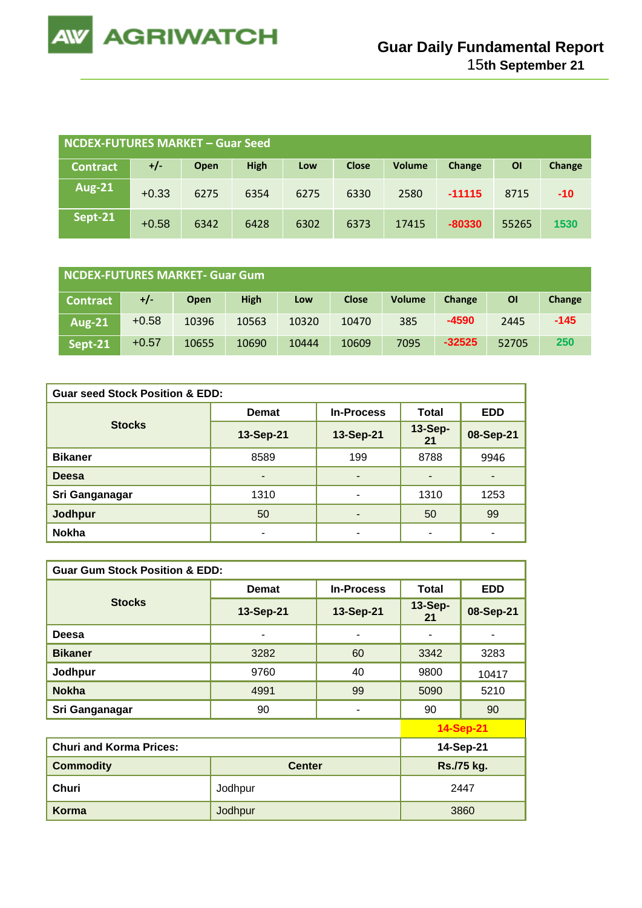# Guar Daily Fundamental Report

15th September 21

| NCDEX-FUTURES MARKET – Guar Seed | | | | | | | | | |
|---|---|---|---|---|---|---|---|---|---|
| Contract | +/- | Open | High | Low | Close | Volume | Change | OI | Change |
| Aug-21 | +0.33 | 6275 | 6354 | 6275 | 6330 | 2580 | -11115 | 8715 | -10 |
| Sept-21 | +0.58 | 6342 | 6428 | 6302 | 6373 | 17415 | -80330 | 55265 | 1530 |

| NCDEX-FUTURES MARKET- Guar Gum | | | | | | | | | |
|---|---|---|---|---|---|---|---|---|---|
| Contract | +/- | Open | High | Low | Close | Volume | Change | OI | Change |
| Aug-21 | +0.58 | 10396 | 10563 | 10320 | 10470 | 385 | -4590 | 2445 | -145 |
| Sept-21 | +0.57 | 10655 | 10690 | 10444 | 10609 | 7095 | -32525 | 52705 | 250 |

| Guar seed Stock Position & EDD: | | | | |
|---|---|---|---|---|
| Stocks | Demat | In-Process | Total | EDD |
| | 13-Sep-21 | 13-Sep-21 | 13-Sep-21 | 08-Sep-21 |
| Bikaner | 8589 | 199 | 8788 | 9946 |
| Deesa | - | - | - | - |
| Sri Ganganagar | 1310 | - | 1310 | 1253 |
| Jodhpur | 50 | - | 50 | 99 |
| Nokha | - | - | - | - |

| Guar Gum Stock Position & EDD: | | | | |
|---|---|---|---|---|
| Stocks | Demat | In-Process | Total | EDD |
| | 13-Sep-21 | 13-Sep-21 | 13-Sep-21 | 08-Sep-21 |
| Deesa | - | - | - | - |
| Bikaner | 3282 | 60 | 3342 | 3283 |
| Jodhpur | 9760 | 40 | 9800 | 10417 |
| Nokha | 4991 | 99 | 5090 | 5210 |
| Sri Ganganagar | 90 | - | 90 | 90 |

14-Sep-21

| Churi and Korma Prices: | | 14-Sep-21 |
|---|---|---|
| Commodity | Center | Rs./75 kg. |
| Churi | Jodhpur | 2447 |
| Korma | Jodhpur | 3860 |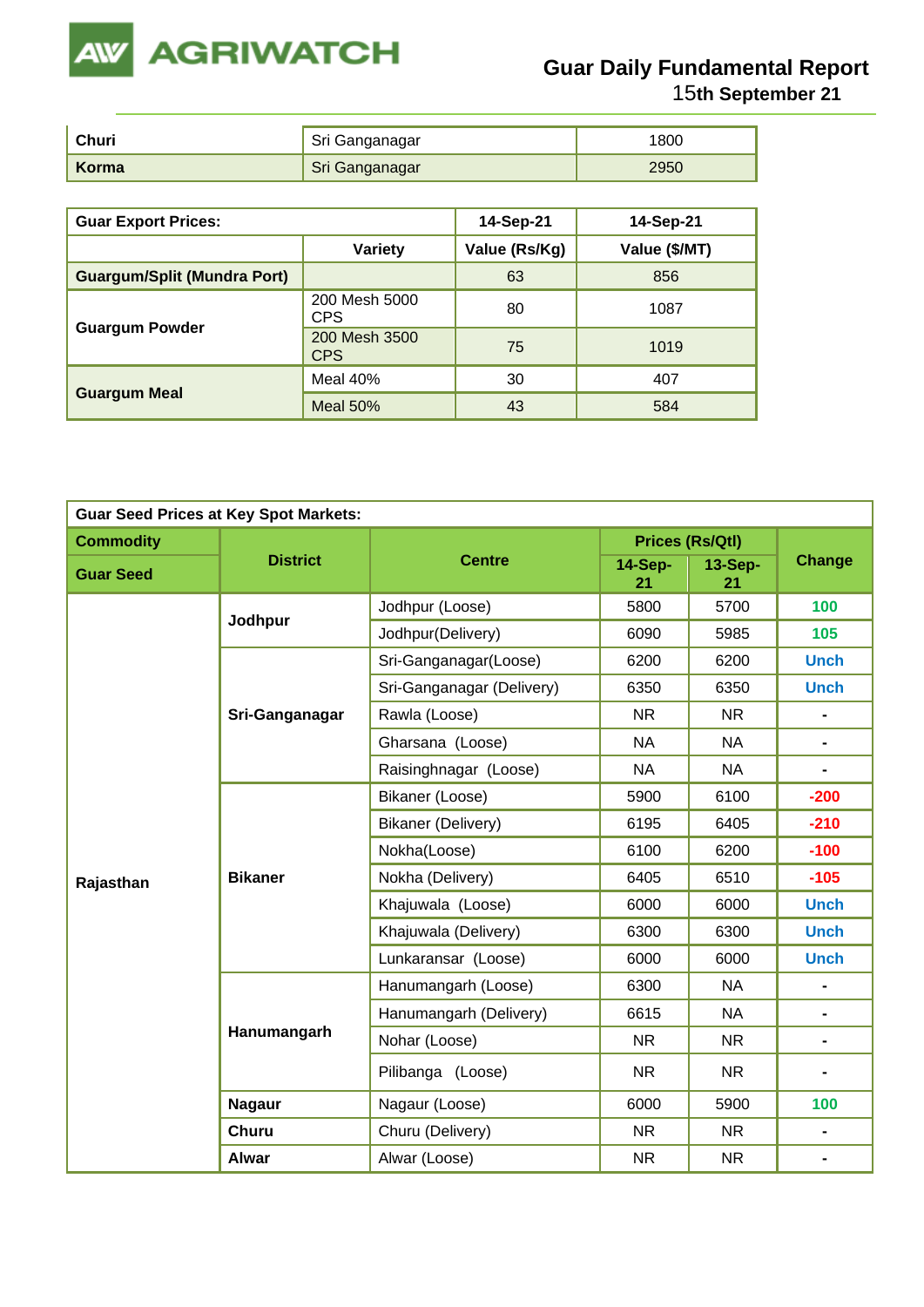| Churi | Sri Ganganagar | 1800 |
|---|---|---|
| Korma | Sri Ganganagar | 2950 |

| Guar Export Prices: | | 14-Sep-21 | 14-Sep-21 |
|---|---|---|---|
| | Variety | Value (Rs/Kg) | Value ($/MT) |
| Guargum/Split (Mundra Port) | | 63 | 856 |
| Guargum Powder | 200 Mesh 5000 CPS | 80 | 1087 |
| | 200 Mesh 3500 CPS | 75 | 1019 |
| Guargum Meal | Meal 40% | 30 | 407 |
| | Meal 50% | 43 | 584 |

| Guar Seed Prices at Key Spot Markets: | | | | | |
|---|---|---|---|---|---|
| Commodity | District | Centre | Prices (Rs/Qtl) | | Change |
| Guar Seed | | | 14-Sep-21 | 13-Sep-21 | |
| Rajasthan | Jodhpur | Jodhpur (Loose) | 5800 | 5700 | 100 |
| | | Jodhpur(Delivery) | 6090 | 5985 | 105 |
| | Sri-Ganganagar | Sri-Ganganagar(Loose) | 6200 | 6200 | Unch |
| | | Sri-Ganganagar (Delivery) | 6350 | 6350 | Unch |
| | | Rawla (Loose) | NR | NR | - |
| | | Gharsana (Loose) | NA | NA | - |
| | | Raisinghnagar (Loose) | NA | NA | - |
| | Bikaner | Bikaner (Loose) | 5900 | 6100 | -200 |
| | | Bikaner (Delivery) | 6195 | 6405 | -210 |
| | | Nokha(Loose) | 6100 | 6200 | -100 |
| | | Nokha (Delivery) | 6405 | 6510 | -105 |
| | | Khajuwala (Loose) | 6000 | 6000 | Unch |
| | | Khajuwala (Delivery) | 6300 | 6300 | Unch |
| | | Lunkaransar (Loose) | 6000 | 6000 | Unch |
| | Hanumangarh | Hanumangarh (Loose) | 6300 | NA | - |
| | | Hanumangarh (Delivery) | 6615 | NA | - |
| | | Nohar (Loose) | NR | NR | - |
| | | Pilibanga (Loose) | NR | NR | - |
| | Nagaur | Nagaur (Loose) | 6000 | 5900 | 100 |
| | Churu | Churu (Delivery) | NR | NR | - |
| | Alwar | Alwar (Loose) | NR | NR | - |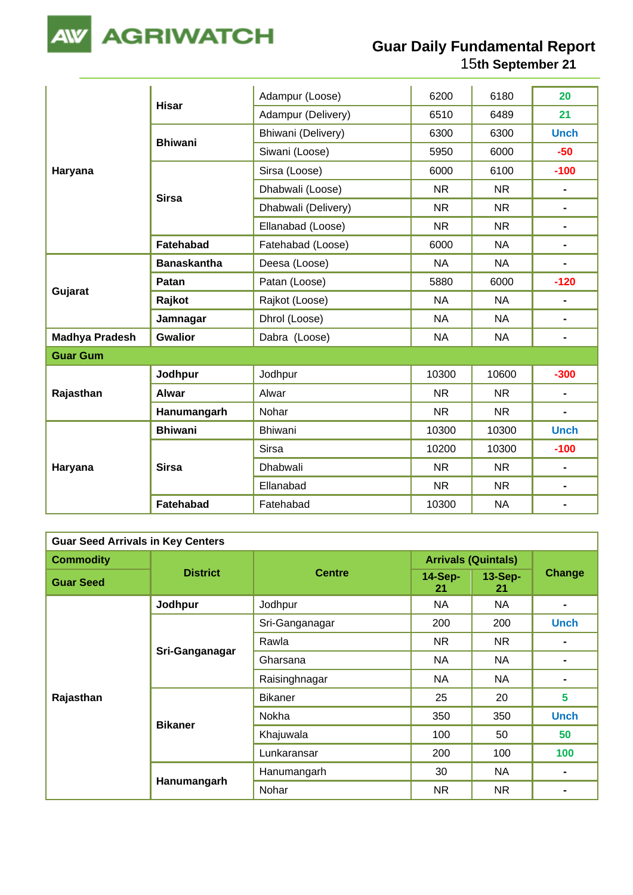| | | | | | |
|---|---|---|---|---|---|
| Haryana | Hisar | Adampur (Loose) | 6200 | 6180 | 20 |
| | | Adampur (Delivery) | 6510 | 6489 | 21 |
| | Bhiwani | Bhiwani (Delivery) | 6300 | 6300 | Unch |
| | | Siwani (Loose) | 5950 | 6000 | -50 |
| | Sirsa | Sirsa (Loose) | 6000 | 6100 | -100 |
| | | Dhabwali (Loose) | NR | NR | - |
| | | Dhabwali (Delivery) | NR | NR | - |
| | | Ellanabad (Loose) | NR | NR | - |
| | Fatehabad | Fatehabad (Loose) | 6000 | NA | - |
| Gujarat | Banaskantha | Deesa (Loose) | NA | NA | - |
| | Patan | Patan (Loose) | 5880 | 6000 | -120 |
| | Rajkot | Rajkot (Loose) | NA | NA | - |
| | Jamnagar | Dhrol (Loose) | NA | NA | - |
| Madhya Pradesh | Gwalior | Dabra (Loose) | NA | NA | - |
| **Guar Gum** | | | | | |
| Rajasthan | Jodhpur | Jodhpur | 10300 | 10600 | -300 |
| | Alwar | Alwar | NR | NR | - |
| | Hanumangarh | Nohar | NR | NR | - |
| Haryana | Bhiwani | Bhiwani | 10300 | 10300 | Unch |
| | Sirsa | Sirsa | 10200 | 10300 | -100 |
| | | Dhabwali | NR | NR | - |
| | | Ellanabad | NR | NR | - |
| | Fatehabad | Fatehabad | 10300 | NA | - |

**Guar Seed Arrivals in Key Centers**

| Commodity | District | Centre | Arrivals (Quintals) | | Change |
|---|---|---|---|---|---|
| Guar Seed | | | 14-Sep-21 | 13-Sep-21 | |
| Rajasthan | Jodhpur | Jodhpur | NA | NA | - |
| | Sri-Ganganagar | Sri-Ganganagar | 200 | 200 | Unch |
| | | Rawla | NR | NR | - |
| | | Gharsana | NA | NA | - |
| | | Raisinghnagar | NA | NA | - |
| | Bikaner | Bikaner | 25 | 20 | 5 |
| | | Nokha | 350 | 350 | Unch |
| | | Khajuwala | 100 | 50 | 50 |
| | | Lunkaransar | 200 | 100 | 100 |
| | Hanumangarh | Hanumangarh | 30 | NA | - |
| | | Nohar | NR | NR | - |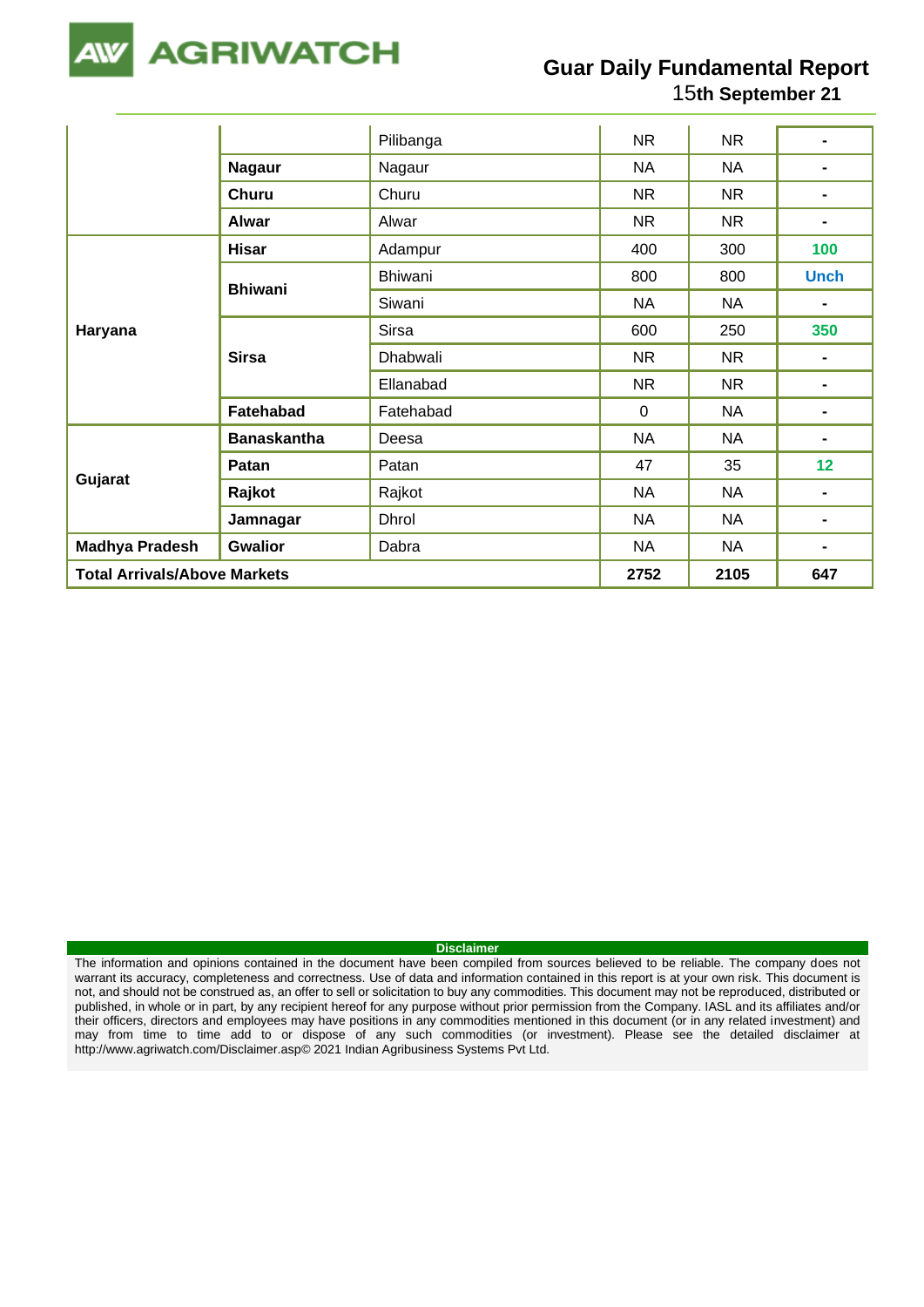| | | | | | |
|---|---|---|---|---|---|
| | | Pilibanga | NR | NR | - |
| | **Nagaur** | Nagaur | NA | NA | - |
| | **Churu** | Churu | NR | NR | - |
| | **Alwar** | Alwar | NR | NR | - |
| **Haryana** | **Hisar** | Adampur | 400 | 300 | 100 |
| | **Bhiwani** | Bhiwani | 800 | 800 | Unch |
| | | Siwani | NA | NA | - |
| | **Sirsa** | Sirsa | 600 | 250 | 350 |
| | | Dhabwali | NR | NR | - |
| | | Ellanabad | NR | NR | - |
| | **Fatehabad** | Fatehabad | 0 | NA | - |
| **Gujarat** | **Banaskantha** | Deesa | NA | NA | - |
| | **Patan** | Patan | 47 | 35 | 12 |
| | **Rajkot** | Rajkot | NA | NA | - |
| | **Jamnagar** | Dhrol | NA | NA | - |
| **Madhya Pradesh** | **Gwalior** | Dabra | NA | NA | - |
| **Total Arrivals/Above Markets** | | | **2752** | **2105** | **647** |

**Disclaimer**

The information and opinions contained in the document have been compiled from sources believed to be reliable. The company does not warrant its accuracy, completeness and correctness. Use of data and information contained in this report is at your own risk. This document is not, and should not be construed as, an offer to sell or solicitation to buy any commodities. This document may not be reproduced, distributed or published, in whole or in part, by any recipient hereof for any purpose without prior permission from the Company. IASL and its affiliates and/or their officers, directors and employees may have positions in any commodities mentioned in this document (or in any related investment) and may from time to time add to or dispose of any such commodities (or investment). Please see the detailed disclaimer at http://www.agriwatch.com/Disclaimer.asp© 2021 Indian Agribusiness Systems Pvt Ltd.